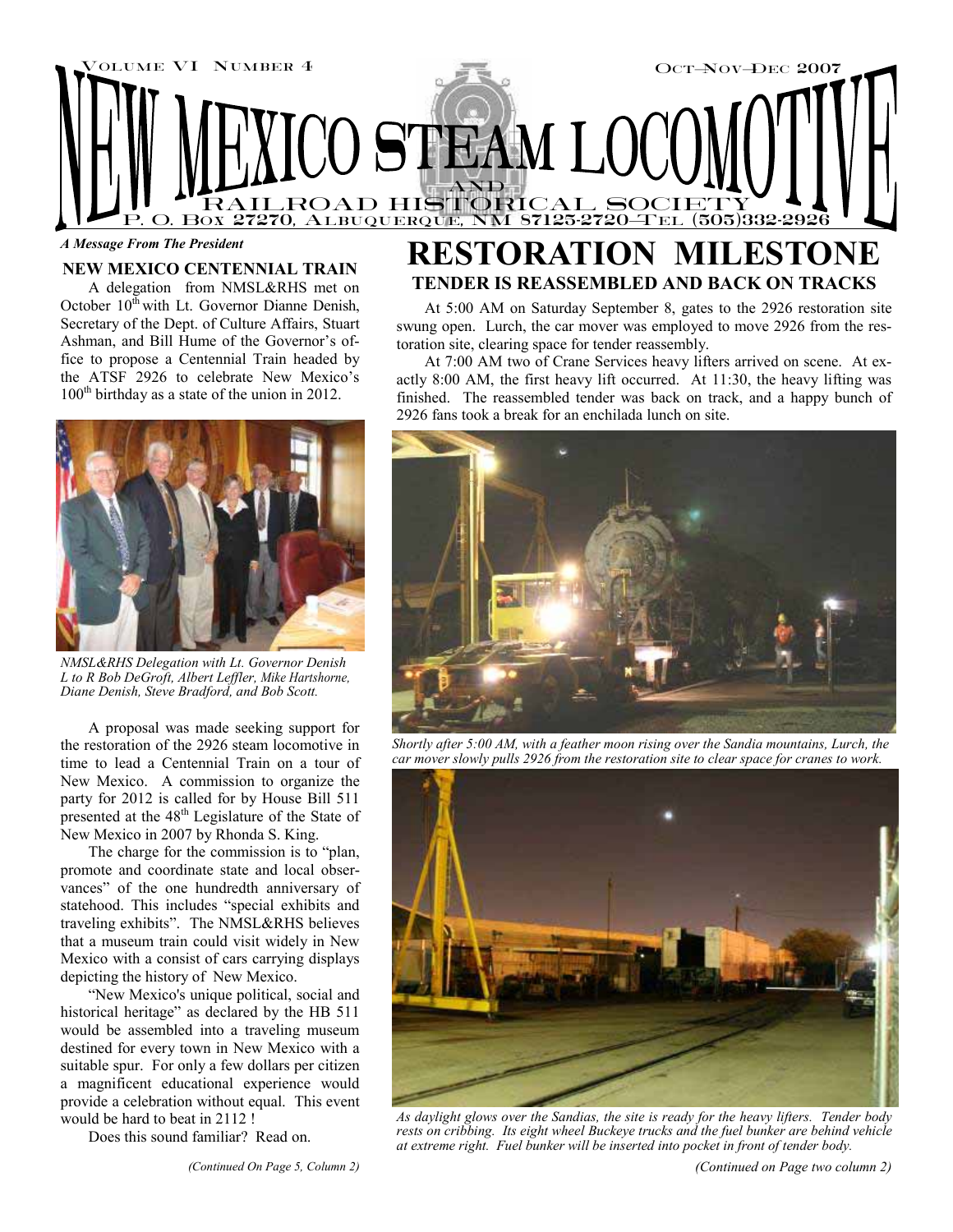# NEW MEXICO STEAM LOCOMOTIVE AND RAILROAD HISTORICAL SOCIETY

Volume VI Number 4 — Oct–Nov–Dec 2007

P. O. Box 27270, Albuquerque, NM 87125-2720—Tel (505)332-2926

*A Message From The President*

### NEW MEXICO CENTENNIAL TRAIN

A delegation from NMSL&RHS met on October 10th with Lt. Governor Dianne Denish, Secretary of the Dept. of Culture Affairs, Stuart Ashman, and Bill Hume of the Governor's office to propose a Centennial Train headed by the ATSF 2926 to celebrate New Mexico's 100th birthday as a state of the union in 2012.

*NMSL&RHS Delegation with Lt. Governor Denish L to R Bob DeGroft, Albert Leffler, Mike Hartshorne, Diane Denish, Steve Bradford, and Bob Scott.*

A proposal was made seeking support for the restoration of the 2926 steam locomotive in time to lead a Centennial Train on a tour of New Mexico. A commission to organize the party for 2012 is called for by House Bill 511 presented at the 48th Legislature of the State of New Mexico in 2007 by Rhonda S. King.

The charge for the commission is to "plan, promote and coordinate state and local observances" of the one hundredth anniversary of statehood. This includes "special exhibits and traveling exhibits". The NMSL&RHS believes that a museum train could visit widely in New Mexico with a consist of cars carrying displays depicting the history of New Mexico.

"New Mexico's unique political, social and historical heritage" as declared by the HB 511 would be assembled into a traveling museum destined for every town in New Mexico with a suitable spur. For only a few dollars per citizen a magnificent educational experience would provide a celebration without equal. This event would be hard to beat in 2112 !

Does this sound familiar? Read on.

*(Continued On Page 5, Column 2)*

## RESTORATION MILESTONE

### TENDER IS REASSEMBLED AND BACK ON TRACKS

At 5:00 AM on Saturday September 8, gates to the 2926 restoration site swung open. Lurch, the car mover was employed to move 2926 from the restoration site, clearing space for tender reassembly.

At 7:00 AM two of Crane Services heavy lifters arrived on scene. At exactly 8:00 AM, the first heavy lift occurred. At 11:30, the heavy lifting was finished. The reassembled tender was back on track, and a happy bunch of 2926 fans took a break for an enchilada lunch on site.

*Shortly after 5:00 AM, with a feather moon rising over the Sandia mountains, Lurch, the car mover slowly pulls 2926 from the restoration site to clear space for cranes to work.*

*As daylight glows over the Sandias, the site is ready for the heavy lifters. Tender body rests on cribbing. Its eight wheel Buckeye trucks and the fuel bunker are behind vehicle at extreme right. Fuel bunker will be inserted into pocket in front of tender body.*

*(Continued on Page two column 2)*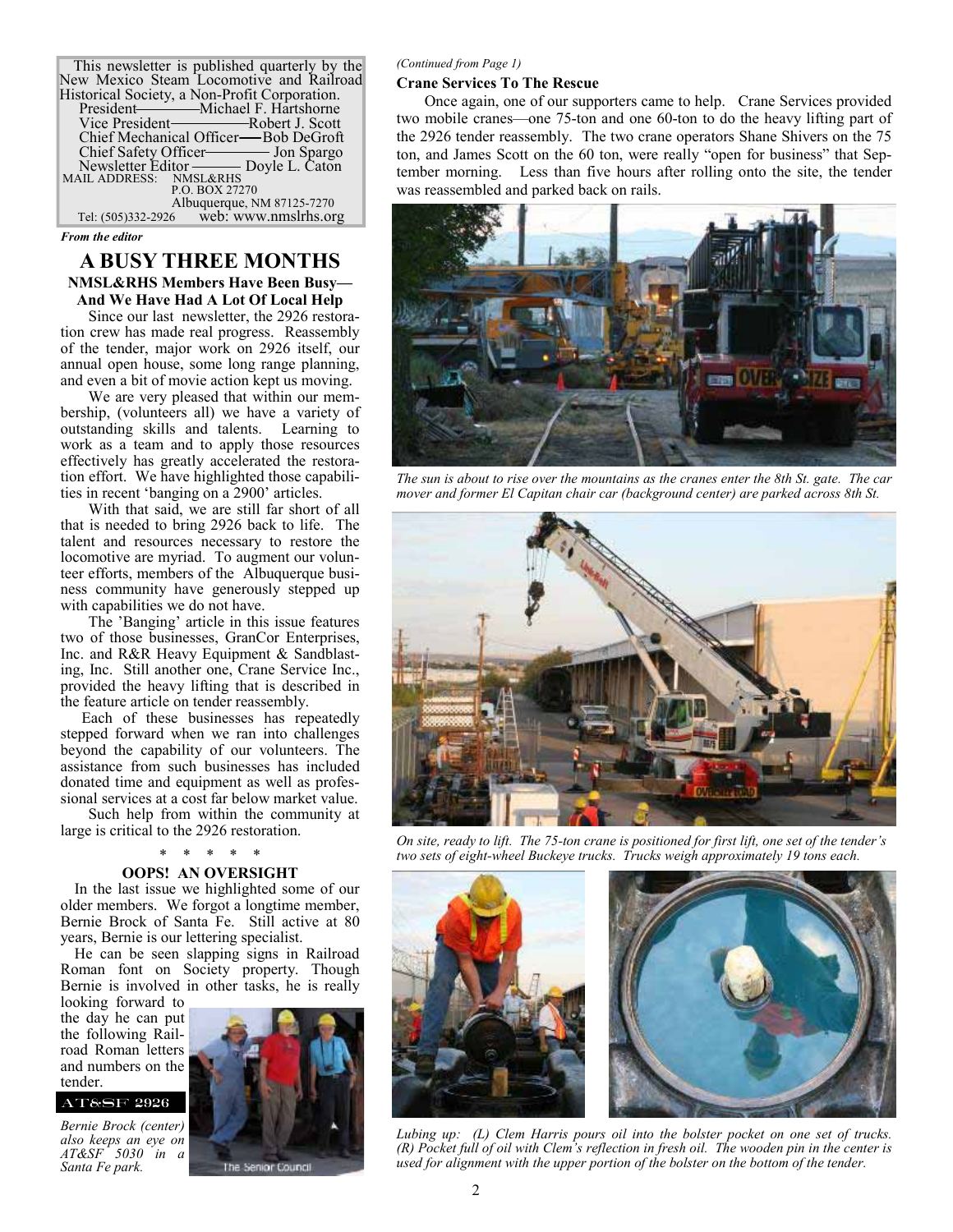This newsletter is published quarterly by the New Mexico Steam Locomotive and Railroad Historical Society, a Non-Profit Corporation.

President—Michael F. Hartshorne
Vice President—Robert J. Scott
Chief Mechanical Officer—Bob DeGroft
Chief Safety Officer—Jon Spargo
Newsletter Editor—Doyle L. Caton

MAIL ADDRESS: NMSL&RHS
P.O. BOX 27270
Albuquerque, NM 87125-7270

Tel: (505)332-2926 web: www.nmslrhs.org

*From the editor*

# A BUSY THREE MONTHS

### NMSL&RHS Members Have Been Busy— And We Have Had A Lot Of Local Help

Since our last newsletter, the 2926 restoration crew has made real progress. Reassembly of the tender, major work on 2926 itself, our annual open house, some long range planning, and even a bit of movie action kept us moving.

We are very pleased that within our membership, (volunteers all) we have a variety of outstanding skills and talents. Learning to work as a team and to apply those resources effectively has greatly accelerated the restoration effort. We have highlighted those capabilities in recent 'banging on a 2900' articles.

With that said, we are still far short of all that is needed to bring 2926 back to life. The talent and resources necessary to restore the locomotive are myriad. To augment our volunteer efforts, members of the Albuquerque business community have generously stepped up with capabilities we do not have.

The 'Banging' article in this issue features two of those businesses, GranCor Enterprises, Inc. and R&R Heavy Equipment & Sandblasting, Inc. Still another one, Crane Service Inc., provided the heavy lifting that is described in the feature article on tender reassembly.

Each of these businesses has repeatedly stepped forward when we ran into challenges beyond the capability of our volunteers. The assistance from such businesses has included donated time and equipment as well as professional services at a cost far below market value.

Such help from within the community at large is critical to the 2926 restoration.

\* \* \* \* \*

### OOPS! AN OVERSIGHT

In the last issue we highlighted some of our older members. We forgot a longtime member, Bernie Brock of Santa Fe. Still active at 80 years, Bernie is our lettering specialist.

He can be seen slapping signs in Railroad Roman font on Society property. Though Bernie is involved in other tasks, he is really looking forward to the day he can put the following Railroad Roman letters and numbers on the tender.

AT&SF 2926

*Bernie Brock (center) also keeps an eye on AT&SF 5030 in a Santa Fe park.*

*(Continued from Page 1)*

### Crane Services To The Rescue

Once again, one of our supporters came to help. Crane Services provided two mobile cranes—one 75-ton and one 60-ton to do the heavy lifting part of the 2926 tender reassembly. The two crane operators Shane Shivers on the 75 ton, and James Scott on the 60 ton, were really "open for business" that September morning. Less than five hours after rolling onto the site, the tender was reassembled and parked back on rails.

*The sun is about to rise over the mountains as the cranes enter the 8th St. gate. The car mover and former El Capitan chair car (background center) are parked across 8th St.*

*On site, ready to lift. The 75-ton crane is positioned for first lift, one set of the tender's two sets of eight-wheel Buckeye trucks. Trucks weigh approximately 19 tons each.*

*Lubing up: (L) Clem Harris pours oil into the bolster pocket on one set of trucks. (R) Pocket full of oil with Clem's reflection in fresh oil. The wooden pin in the center is used for alignment with the upper portion of the bolster on the bottom of the tender.*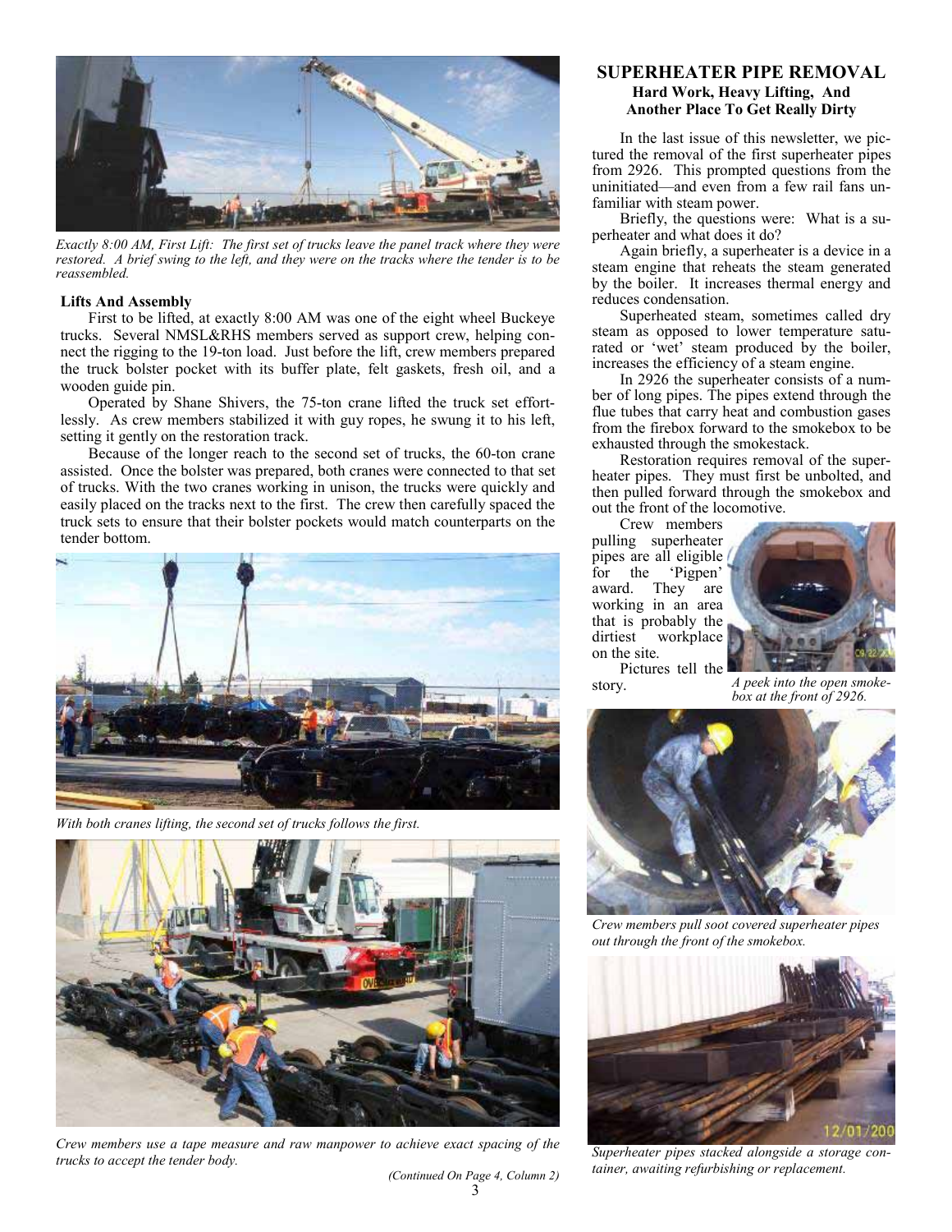*Exactly 8:00 AM, First Lift: The first set of trucks leave the panel track where they were restored. A brief swing to the left, and they were on the tracks where the tender is to be reassembled.*

**Lifts And Assembly**

First to be lifted, at exactly 8:00 AM was one of the eight wheel Buckeye trucks. Several NMSL&RHS members served as support crew, helping connect the rigging to the 19-ton load. Just before the lift, crew members prepared the truck bolster pocket with its buffer plate, felt gaskets, fresh oil, and a wooden guide pin.

Operated by Shane Shivers, the 75-ton crane lifted the truck set effortlessly. As crew members stabilized it with guy ropes, he swung it to his left, setting it gently on the restoration track.

Because of the longer reach to the second set of trucks, the 60-ton crane assisted. Once the bolster was prepared, both cranes were connected to that set of trucks. With the two cranes working in unison, the trucks were quickly and easily placed on the tracks next to the first. The crew then carefully spaced the truck sets to ensure that their bolster pockets would match counterparts on the tender bottom.

*With both cranes lifting, the second set of trucks follows the first.*

*Crew members use a tape measure and raw manpower to achieve exact spacing of the trucks to accept the tender body.*

*(Continued On Page 4, Column 2)*

## SUPERHEATER PIPE REMOVAL

### Hard Work, Heavy Lifting, And Another Place To Get Really Dirty

In the last issue of this newsletter, we pictured the removal of the first superheater pipes from 2926. This prompted questions from the uninitiated—and even from a few rail fans unfamiliar with steam power.

Briefly, the questions were: What is a superheater and what does it do?

Again briefly, a superheater is a device in a steam engine that reheats the steam generated by the boiler. It increases thermal energy and reduces condensation.

Superheated steam, sometimes called dry steam as opposed to lower temperature saturated or 'wet' steam produced by the boiler, increases the efficiency of a steam engine.

In 2926 the superheater consists of a number of long pipes. The pipes extend through the flue tubes that carry heat and combustion gases from the firebox forward to the smokebox to be exhausted through the smokestack.

Restoration requires removal of the superheater pipes. They must first be unbolted, and then pulled forward through the smokebox and out the front of the locomotive.

Crew members pulling superheater pipes are all eligible for the 'Pigpen' award. They are working in an area that is probably the dirtiest workplace on the site.

Pictures tell the story.

*A peek into the open smokebox at the front of 2926.*

*Crew members pull soot covered superheater pipes out through the front of the smokebox.*

*Superheater pipes stacked alongside a storage container, awaiting refurbishing or replacement.*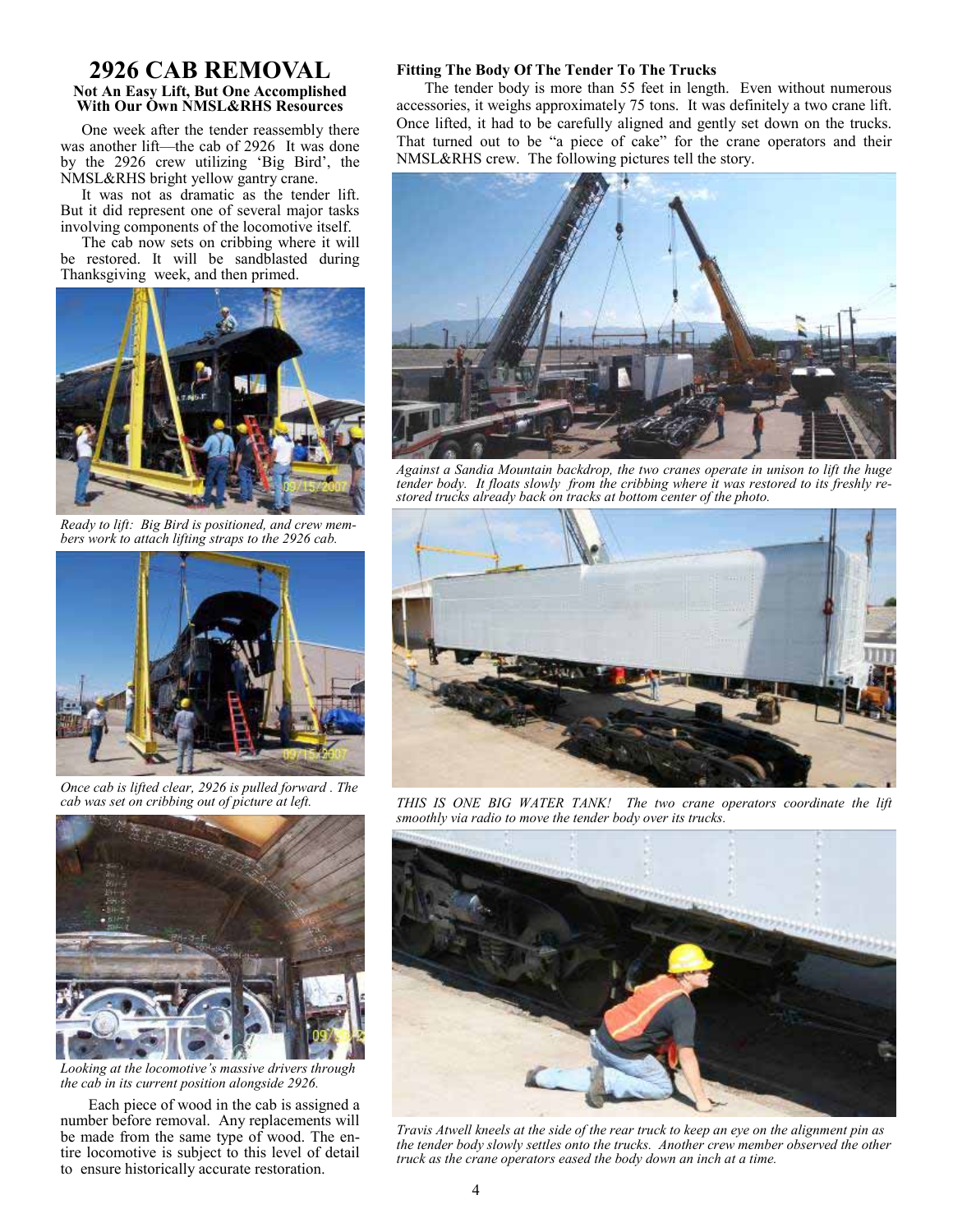# 2926 CAB REMOVAL

**Not An Easy Lift, But One Accomplished With Our Own NMSL&RHS Resources**

One week after the tender reassembly there was another lift—the cab of 2926 It was done by the 2926 crew utilizing 'Big Bird', the NMSL&RHS bright yellow gantry crane.

It was not as dramatic as the tender lift. But it did represent one of several major tasks involving components of the locomotive itself.

The cab now sets on cribbing where it will be restored. It will be sandblasted during Thanksgiving week, and then primed.

*Ready to lift: Big Bird is positioned, and crew members work to attach lifting straps to the 2926 cab.*

*Once cab is lifted clear, 2926 is pulled forward . The cab was set on cribbing out of picture at left.*

*Looking at the locomotive's massive drivers through the cab in its current position alongside 2926.*

Each piece of wood in the cab is assigned a number before removal. Any replacements will be made from the same type of wood. The entire locomotive is subject to this level of detail to ensure historically accurate restoration.

## Fitting The Body Of The Tender To The Trucks

The tender body is more than 55 feet in length. Even without numerous accessories, it weighs approximately 75 tons. It was definitely a two crane lift. Once lifted, it had to be carefully aligned and gently set down on the trucks. That turned out to be "a piece of cake" for the crane operators and their NMSL&RHS crew. The following pictures tell the story.

*Against a Sandia Mountain backdrop, the two cranes operate in unison to lift the huge tender body. It floats slowly from the cribbing where it was restored to its freshly restored trucks already back on tracks at bottom center of the photo.*

*THIS IS ONE BIG WATER TANK! The two crane operators coordinate the lift smoothly via radio to move the tender body over its trucks.*

*Travis Atwell kneels at the side of the rear truck to keep an eye on the alignment pin as the tender body slowly settles onto the trucks. Another crew member observed the other truck as the crane operators eased the body down an inch at a time.*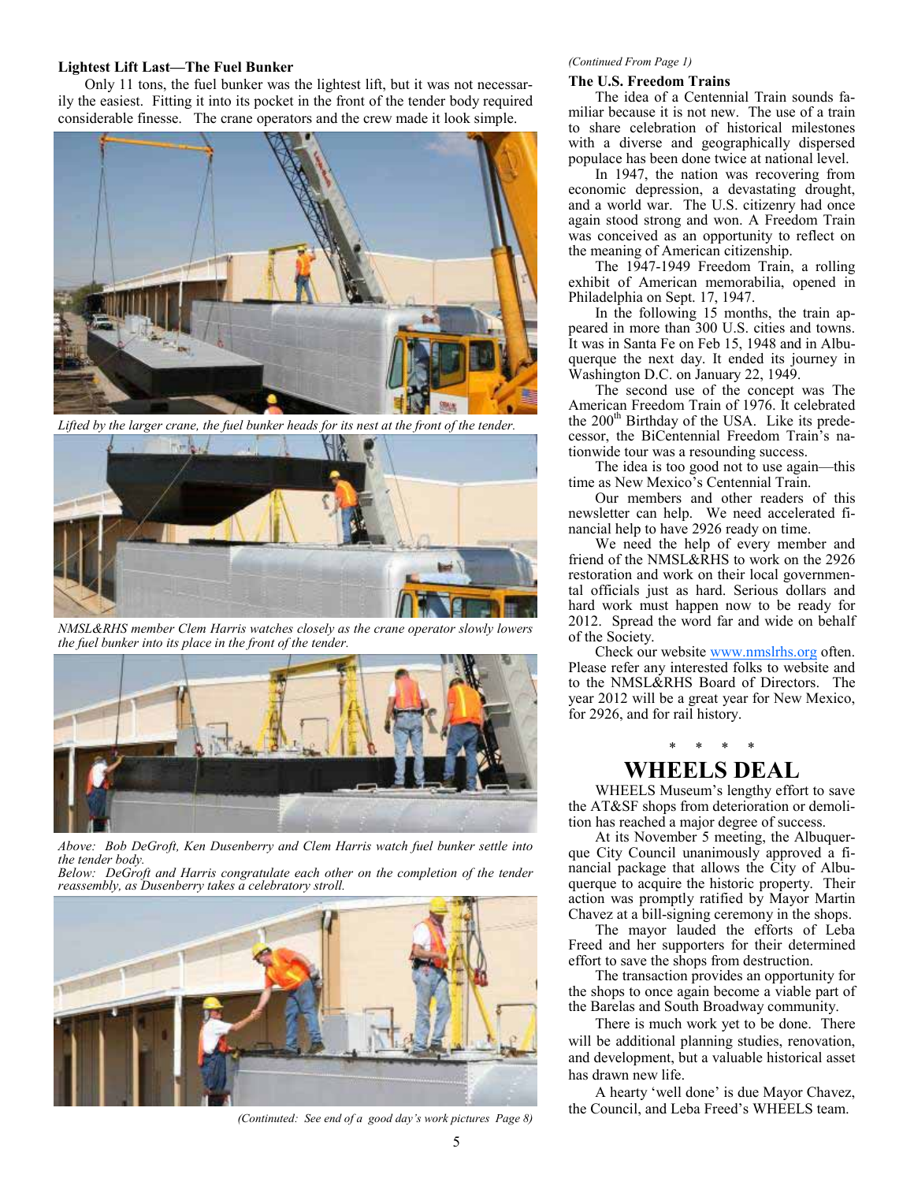### Lightest Lift Last—The Fuel Bunker

Only 11 tons, the fuel bunker was the lightest lift, but it was not necessarily the easiest. Fitting it into its pocket in the front of the tender body required considerable finesse. The crane operators and the crew made it look simple.

*Lifted by the larger crane, the fuel bunker heads for its nest at the front of the tender.*

*NMSL&RHS member Clem Harris watches closely as the crane operator slowly lowers the fuel bunker into its place in the front of the tender.*

*Above: Bob DeGroft, Ken Dusenberry and Clem Harris watch fuel bunker settle into the tender body.*
*Below: DeGroft and Harris congratulate each other on the completion of the tender reassembly, as Dusenberry takes a celebratory stroll.*

*(Continuted: See end of a good day's work pictures Page 8)*

*(Continued From Page 1)*

### The U.S. Freedom Trains

The idea of a Centennial Train sounds familiar because it is not new. The use of a train to share celebration of historical milestones with a diverse and geographically dispersed populace has been done twice at national level.

In 1947, the nation was recovering from economic depression, a devastating drought, and a world war. The U.S. citizenry had once again stood strong and won. A Freedom Train was conceived as an opportunity to reflect on the meaning of American citizenship.

The 1947-1949 Freedom Train, a rolling exhibit of American memorabilia, opened in Philadelphia on Sept. 17, 1947.

In the following 15 months, the train appeared in more than 300 U.S. cities and towns. It was in Santa Fe on Feb 15, 1948 and in Albuquerque the next day. It ended its journey in Washington D.C. on January 22, 1949.

The second use of the concept was The American Freedom Train of 1976. It celebrated the 200th Birthday of the USA. Like its predecessor, the BiCentennial Freedom Train's nationwide tour was a resounding success.

The idea is too good not to use again—this time as New Mexico's Centennial Train.

Our members and other readers of this newsletter can help. We need accelerated financial help to have 2926 ready on time.

We need the help of every member and friend of the NMSL&RHS to work on the 2926 restoration and work on their local governmental officials just as hard. Serious dollars and hard work must happen now to be ready for 2012. Spread the word far and wide on behalf of the Society.

Check our website www.nmslrhs.org often. Please refer any interested folks to website and to the NMSL&RHS Board of Directors. The year 2012 will be a great year for New Mexico, for 2926, and for rail history.

\* \* \* \*

## WHEELS DEAL

WHEELS Museum's lengthy effort to save the AT&SF shops from deterioration or demolition has reached a major degree of success.

At its November 5 meeting, the Albuquerque City Council unanimously approved a financial package that allows the City of Albuquerque to acquire the historic property. Their action was promptly ratified by Mayor Martin Chavez at a bill-signing ceremony in the shops.

The mayor lauded the efforts of Leba Freed and her supporters for their determined effort to save the shops from destruction.

The transaction provides an opportunity for the shops to once again become a viable part of the Barelas and South Broadway community.

There is much work yet to be done. There will be additional planning studies, renovation, and development, but a valuable historical asset has drawn new life.

A hearty 'well done' is due Mayor Chavez, the Council, and Leba Freed's WHEELS team.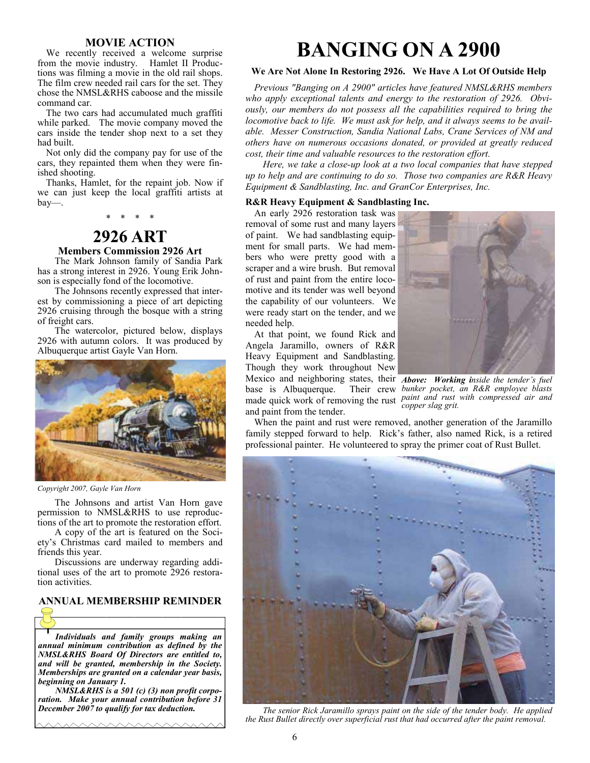## MOVIE ACTION

We recently received a welcome surprise from the movie industry. Hamlet II Productions was filming a movie in the old rail shops. The film crew needed rail cars for the set. They chose the NMSL&RHS caboose and the missile command car.

The two cars had accumulated much graffiti while parked. The movie company moved the cars inside the tender shop next to a set they had built.

Not only did the company pay for use of the cars, they repainted them when they were finished shooting.

Thanks, Hamlet, for the repaint job. Now if we can just keep the local graffiti artists at bay—.

\* \* \* \*

## 2926 ART

### Members Commission 2926 Art

The Mark Johnson family of Sandia Park has a strong interest in 2926. Young Erik Johnson is especially fond of the locomotive.

The Johnsons recently expressed that interest by commissioning a piece of art depicting 2926 cruising through the bosque with a string of freight cars.

The watercolor, pictured below, displays 2926 with autumn colors. It was produced by Albuquerque artist Gayle Van Horn.

*Copyright 2007, Gayle Van Horn*

The Johnsons and artist Van Horn gave permission to NMSL&RHS to use reproductions of the art to promote the restoration effort.

A copy of the art is featured on the Society's Christmas card mailed to members and friends this year.

Discussions are underway regarding additional uses of the art to promote 2926 restoration activities.

## ANNUAL MEMBERSHIP REMINDER

***Individuals and family groups making an annual minimum contribution as defined by the NMSL&RHS Board Of Directors are entitled to, and will be granted, membership in the Society. Memberships are granted on a calendar year basis, beginning on January 1.***

***NMSL&RHS is a 501 (c) (3) non profit corporation. Make your annual contribution before 31 December 2007 to qualify for tax deduction.***

# BANGING ON A 2900

**We Are Not Alone In Restoring 2926. We Have A Lot Of Outside Help**

*Previous "Banging on A 2900" articles have featured NMSL&RHS members who apply exceptional talents and energy to the restoration of 2926. Obviously, our members do not possess all the capabilities required to bring the locomotive back to life. We must ask for help, and it always seems to be available. Messer Construction, Sandia National Labs, Crane Services of NM and others have on numerous occasions donated, or provided at greatly reduced cost, their time and valuable resources to the restoration effort.*

*Here, we take a close-up look at a two local companies that have stepped up to help and are continuing to do so. Those two companies are R&R Heavy Equipment & Sandblasting, Inc. and GranCor Enterprises, Inc.*

**R&R Heavy Equipment & Sandblasting Inc.**

An early 2926 restoration task was removal of some rust and many layers of paint. We had sandblasting equipment for small parts. We had members who were pretty good with a scraper and a wire brush. But removal of rust and paint from the entire locomotive and its tender was well beyond the capability of our volunteers. We were ready start on the tender, and we needed help.

At that point, we found Rick and Angela Jaramillo, owners of R&R Heavy Equipment and Sandblasting. Though they work throughout New Mexico and neighboring states, their base is Albuquerque. Their crew made quick work of removing the rust and paint from the tender.

***Above: Working i****nside the tender's fuel bunker pocket, an R&R employee blasts paint and rust with compressed air and copper slag grit.*

When the paint and rust were removed, another generation of the Jaramillo family stepped forward to help. Rick's father, also named Rick, is a retired professional painter. He volunteered to spray the primer coat of Rust Bullet.

*The senior Rick Jaramillo sprays paint on the side of the tender body. He applied the Rust Bullet directly over superficial rust that had occurred after the paint removal.*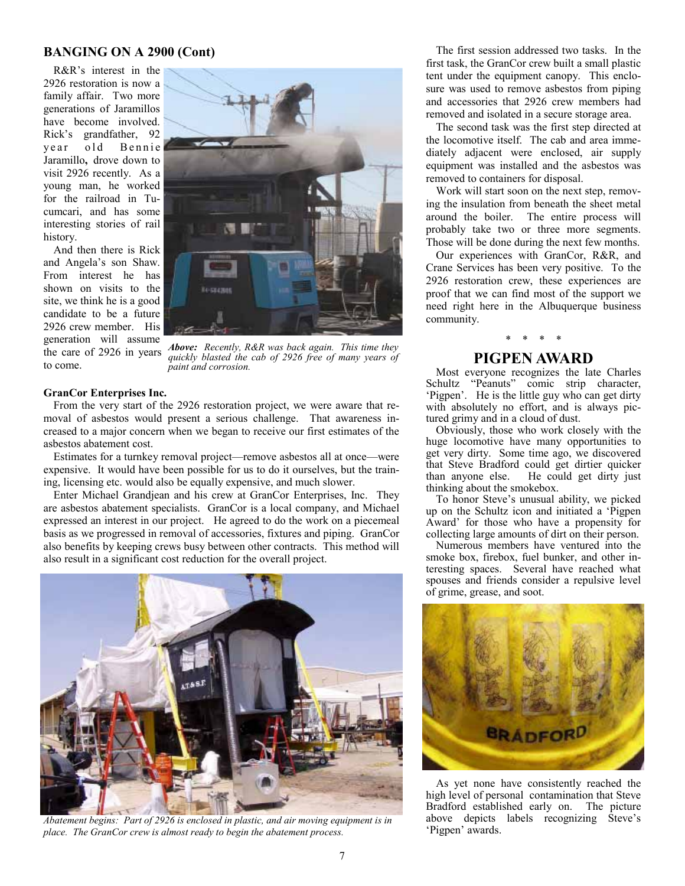## BANGING ON A 2900 (Cont)

R&R's interest in the 2926 restoration is now a family affair. Two more generations of Jaramillos have become involved. Rick's grandfather, 92 year old Bennie Jaramillo, drove down to visit 2926 recently. As a young man, he worked for the railroad in Tucumcari, and has some interesting stories of rail history.

And then there is Rick and Angela's son Shaw. From interest he has shown on visits to the site, we think he is a good candidate to be a future 2926 crew member. His generation will assume the care of 2926 in years to come.

***Above:*** *Recently, R&R was back again. This time they quickly blasted the cab of 2926 free of many years of paint and corrosion.*

### GranCor Enterprises Inc.

From the very start of the 2926 restoration project, we were aware that removal of asbestos would present a serious challenge. That awareness increased to a major concern when we began to receive our first estimates of the asbestos abatement cost.

Estimates for a turnkey removal project—remove asbestos all at once—were expensive. It would have been possible for us to do it ourselves, but the training, licensing etc. would also be equally expensive, and much slower.

Enter Michael Grandjean and his crew at GranCor Enterprises, Inc. They are asbestos abatement specialists. GranCor is a local company, and Michael expressed an interest in our project. He agreed to do the work on a piecemeal basis as we progressed in removal of accessories, fixtures and piping. GranCor also benefits by keeping crews busy between other contracts. This method will also result in a significant cost reduction for the overall project.

*Abatement begins: Part of 2926 is enclosed in plastic, and air moving equipment is in place. The GranCor crew is almost ready to begin the abatement process.*

The first session addressed two tasks. In the first task, the GranCor crew built a small plastic tent under the equipment canopy. This enclosure was used to remove asbestos from piping and accessories that 2926 crew members had removed and isolated in a secure storage area.

The second task was the first step directed at the locomotive itself. The cab and area immediately adjacent were enclosed, air supply equipment was installed and the asbestos was removed to containers for disposal.

Work will start soon on the next step, removing the insulation from beneath the sheet metal around the boiler. The entire process will probably take two or three more segments. Those will be done during the next few months.

Our experiences with GranCor, R&R, and Crane Services has been very positive. To the 2926 restoration crew, these experiences are proof that we can find most of the support we need right here in the Albuquerque business community.

\* \* \* \*

## PIGPEN AWARD

Most everyone recognizes the late Charles Schultz "Peanuts" comic strip character, 'Pigpen'. He is the little guy who can get dirty with absolutely no effort, and is always pictured grimy and in a cloud of dust.

Obviously, those who work closely with the huge locomotive have many opportunities to get very dirty. Some time ago, we discovered that Steve Bradford could get dirtier quicker than anyone else. He could get dirty just thinking about the smokebox.

To honor Steve's unusual ability, we picked up on the Schultz icon and initiated a 'Pigpen Award' for those who have a propensity for collecting large amounts of dirt on their person.

Numerous members have ventured into the smoke box, firebox, fuel bunker, and other interesting spaces. Several have reached what spouses and friends consider a repulsive level of grime, grease, and soot.

As yet none have consistently reached the high level of personal contamination that Steve Bradford established early on. The picture above depicts labels recognizing Steve's 'Pigpen' awards.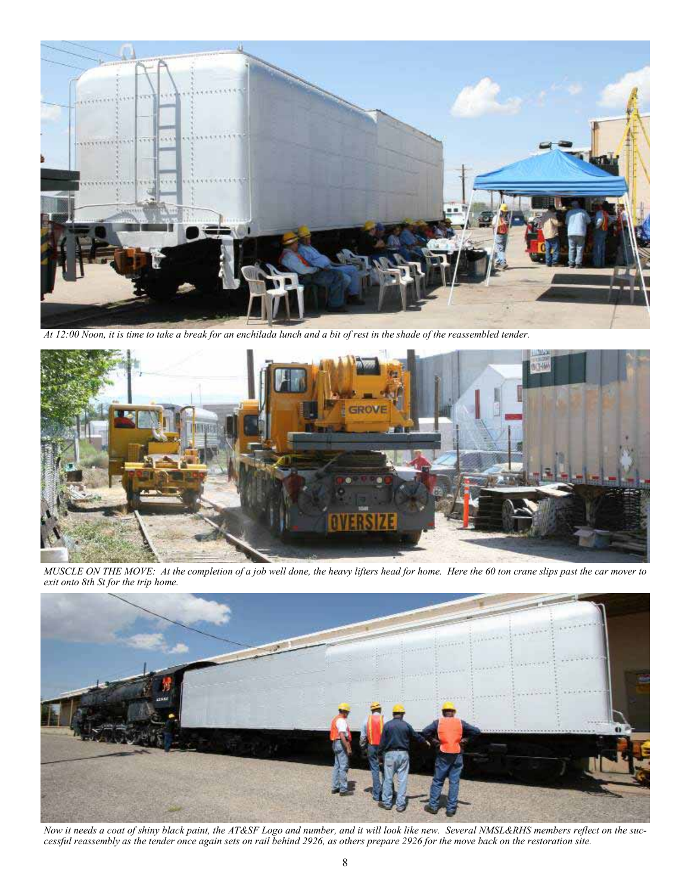*At 12:00 Noon, it is time to take a break for an enchilada lunch and a bit of rest in the shade of the reassembled tender.*

*MUSCLE ON THE MOVE: At the completion of a job well done, the heavy lifters head for home. Here the 60 ton crane slips past the car mover to exit onto 8th St for the trip home.*

*Now it needs a coat of shiny black paint, the AT&SF Logo and number, and it will look like new. Several NMSL&RHS members reflect on the successful reassembly as the tender once again sets on rail behind 2926, as others prepare 2926 for the move back on the restoration site.*